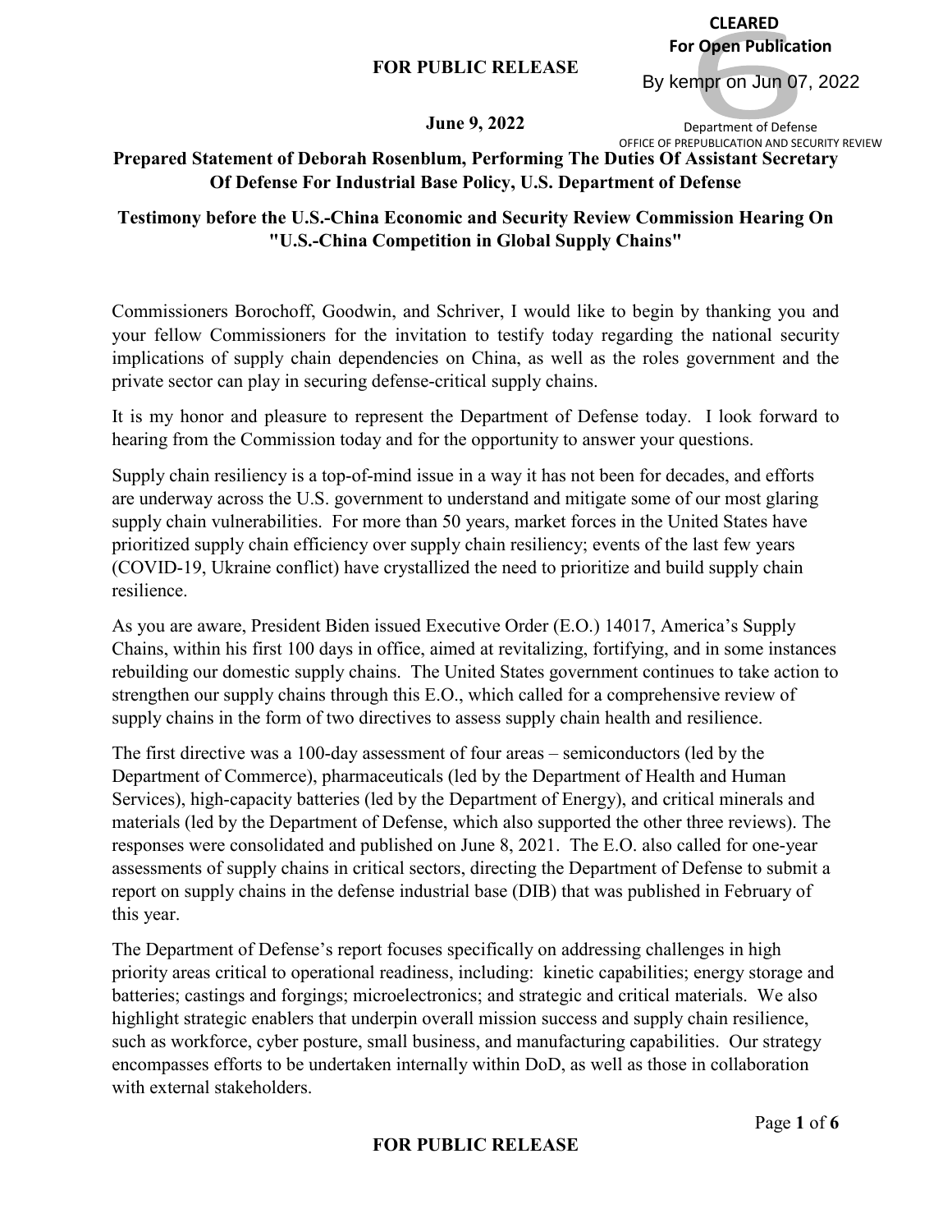**FOR PUBLIC RELEASE**

CLEARED
For Open Publication
By kempr on Jun 07, 2022
Department of Defense
OFFICE OF PREPUBLICATION AND SECURITY REVIEW

**June 9, 2022**

# Prepared Statement of Deborah Rosenblum, Performing The Duties Of Assistant Secretary Of Defense For Industrial Base Policy, U.S. Department of Defense

## Testimony before the U.S.-China Economic and Security Review Commission Hearing On "U.S.-China Competition in Global Supply Chains"

Commissioners Borochoff, Goodwin, and Schriver, I would like to begin by thanking you and your fellow Commissioners for the invitation to testify today regarding the national security implications of supply chain dependencies on China, as well as the roles government and the private sector can play in securing defense-critical supply chains.

It is my honor and pleasure to represent the Department of Defense today. I look forward to hearing from the Commission today and for the opportunity to answer your questions.

Supply chain resiliency is a top-of-mind issue in a way it has not been for decades, and efforts are underway across the U.S. government to understand and mitigate some of our most glaring supply chain vulnerabilities. For more than 50 years, market forces in the United States have prioritized supply chain efficiency over supply chain resiliency; events of the last few years (COVID-19, Ukraine conflict) have crystallized the need to prioritize and build supply chain resilience.

As you are aware, President Biden issued Executive Order (E.O.) 14017, America's Supply Chains, within his first 100 days in office, aimed at revitalizing, fortifying, and in some instances rebuilding our domestic supply chains. The United States government continues to take action to strengthen our supply chains through this E.O., which called for a comprehensive review of supply chains in the form of two directives to assess supply chain health and resilience.

The first directive was a 100-day assessment of four areas – semiconductors (led by the Department of Commerce), pharmaceuticals (led by the Department of Health and Human Services), high-capacity batteries (led by the Department of Energy), and critical minerals and materials (led by the Department of Defense, which also supported the other three reviews). The responses were consolidated and published on June 8, 2021. The E.O. also called for one-year assessments of supply chains in critical sectors, directing the Department of Defense to submit a report on supply chains in the defense industrial base (DIB) that was published in February of this year.

The Department of Defense's report focuses specifically on addressing challenges in high priority areas critical to operational readiness, including: kinetic capabilities; energy storage and batteries; castings and forgings; microelectronics; and strategic and critical materials. We also highlight strategic enablers that underpin overall mission success and supply chain resilience, such as workforce, cyber posture, small business, and manufacturing capabilities. Our strategy encompasses efforts to be undertaken internally within DoD, as well as those in collaboration with external stakeholders.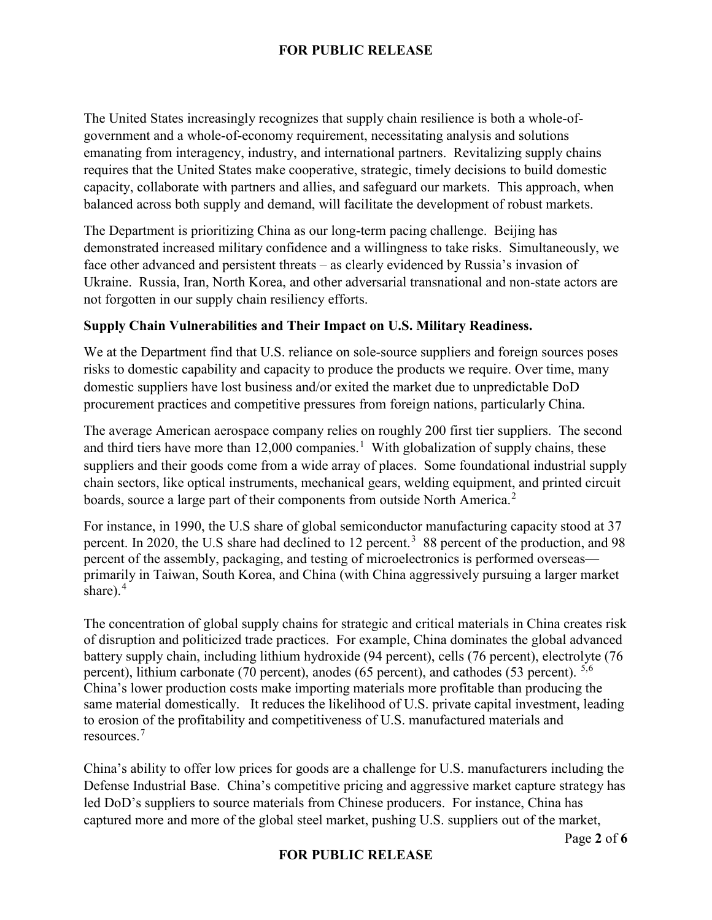The United States increasingly recognizes that supply chain resilience is both a whole-of-government and a whole-of-economy requirement, necessitating analysis and solutions emanating from interagency, industry, and international partners. Revitalizing supply chains requires that the United States make cooperative, strategic, timely decisions to build domestic capacity, collaborate with partners and allies, and safeguard our markets. This approach, when balanced across both supply and demand, will facilitate the development of robust markets.

The Department is prioritizing China as our long-term pacing challenge. Beijing has demonstrated increased military confidence and a willingness to take risks. Simultaneously, we face other advanced and persistent threats – as clearly evidenced by Russia's invasion of Ukraine. Russia, Iran, North Korea, and other adversarial transnational and non-state actors are not forgotten in our supply chain resiliency efforts.

**Supply Chain Vulnerabilities and Their Impact on U.S. Military Readiness.**

We at the Department find that U.S. reliance on sole-source suppliers and foreign sources poses risks to domestic capability and capacity to produce the products we require. Over time, many domestic suppliers have lost business and/or exited the market due to unpredictable DoD procurement practices and competitive pressures from foreign nations, particularly China.

The average American aerospace company relies on roughly 200 first tier suppliers. The second and third tiers have more than 12,000 companies.[1] With globalization of supply chains, these suppliers and their goods come from a wide array of places. Some foundational industrial supply chain sectors, like optical instruments, mechanical gears, welding equipment, and printed circuit boards, source a large part of their components from outside North America.[2]

For instance, in 1990, the U.S share of global semiconductor manufacturing capacity stood at 37 percent. In 2020, the U.S share had declined to 12 percent.[3] 88 percent of the production, and 98 percent of the assembly, packaging, and testing of microelectronics is performed overseas—primarily in Taiwan, South Korea, and China (with China aggressively pursuing a larger market share).[4]

The concentration of global supply chains for strategic and critical materials in China creates risk of disruption and politicized trade practices. For example, China dominates the global advanced battery supply chain, including lithium hydroxide (94 percent), cells (76 percent), electrolyte (76 percent), lithium carbonate (70 percent), anodes (65 percent), and cathodes (53 percent).[5,6] China's lower production costs make importing materials more profitable than producing the same material domestically. It reduces the likelihood of U.S. private capital investment, leading to erosion of the profitability and competitiveness of U.S. manufactured materials and resources.[7]

China's ability to offer low prices for goods are a challenge for U.S. manufacturers including the Defense Industrial Base. China's competitive pricing and aggressive market capture strategy has led DoD's suppliers to source materials from Chinese producers. For instance, China has captured more and more of the global steel market, pushing U.S. suppliers out of the market,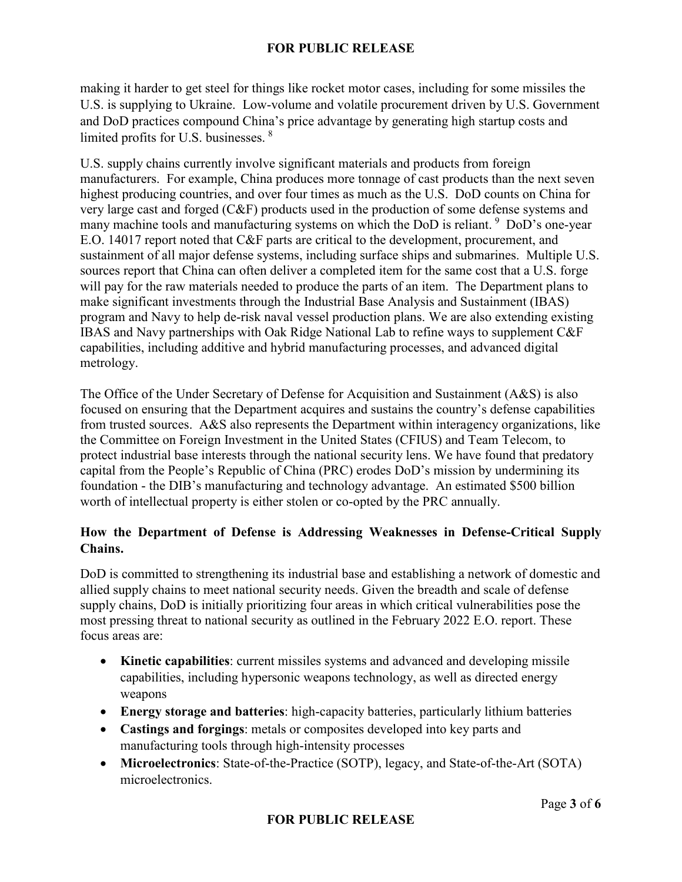making it harder to get steel for things like rocket motor cases, including for some missiles the U.S. is supplying to Ukraine. Low-volume and volatile procurement driven by U.S. Government and DoD practices compound China's price advantage by generating high startup costs and limited profits for U.S. businesses. [8]

U.S. supply chains currently involve significant materials and products from foreign manufacturers. For example, China produces more tonnage of cast products than the next seven highest producing countries, and over four times as much as the U.S. DoD counts on China for very large cast and forged (C&F) products used in the production of some defense systems and many machine tools and manufacturing systems on which the DoD is reliant. [9] DoD's one-year E.O. 14017 report noted that C&F parts are critical to the development, procurement, and sustainment of all major defense systems, including surface ships and submarines. Multiple U.S. sources report that China can often deliver a completed item for the same cost that a U.S. forge will pay for the raw materials needed to produce the parts of an item. The Department plans to make significant investments through the Industrial Base Analysis and Sustainment (IBAS) program and Navy to help de-risk naval vessel production plans. We are also extending existing IBAS and Navy partnerships with Oak Ridge National Lab to refine ways to supplement C&F capabilities, including additive and hybrid manufacturing processes, and advanced digital metrology.

The Office of the Under Secretary of Defense for Acquisition and Sustainment (A&S) is also focused on ensuring that the Department acquires and sustains the country's defense capabilities from trusted sources. A&S also represents the Department within interagency organizations, like the Committee on Foreign Investment in the United States (CFIUS) and Team Telecom, to protect industrial base interests through the national security lens. We have found that predatory capital from the People's Republic of China (PRC) erodes DoD's mission by undermining its foundation - the DIB's manufacturing and technology advantage. An estimated $500 billion worth of intellectual property is either stolen or co-opted by the PRC annually.

## How the Department of Defense is Addressing Weaknesses in Defense-Critical Supply Chains.

DoD is committed to strengthening its industrial base and establishing a network of domestic and allied supply chains to meet national security needs. Given the breadth and scale of defense supply chains, DoD is initially prioritizing four areas in which critical vulnerabilities pose the most pressing threat to national security as outlined in the February 2022 E.O. report. These focus areas are:

- **Kinetic capabilities**: current missiles systems and advanced and developing missile capabilities, including hypersonic weapons technology, as well as directed energy weapons
- **Energy storage and batteries**: high-capacity batteries, particularly lithium batteries
- **Castings and forgings**: metals or composites developed into key parts and manufacturing tools through high-intensity processes
- **Microelectronics**: State-of-the-Practice (SOTP), legacy, and State-of-the-Art (SOTA) microelectronics.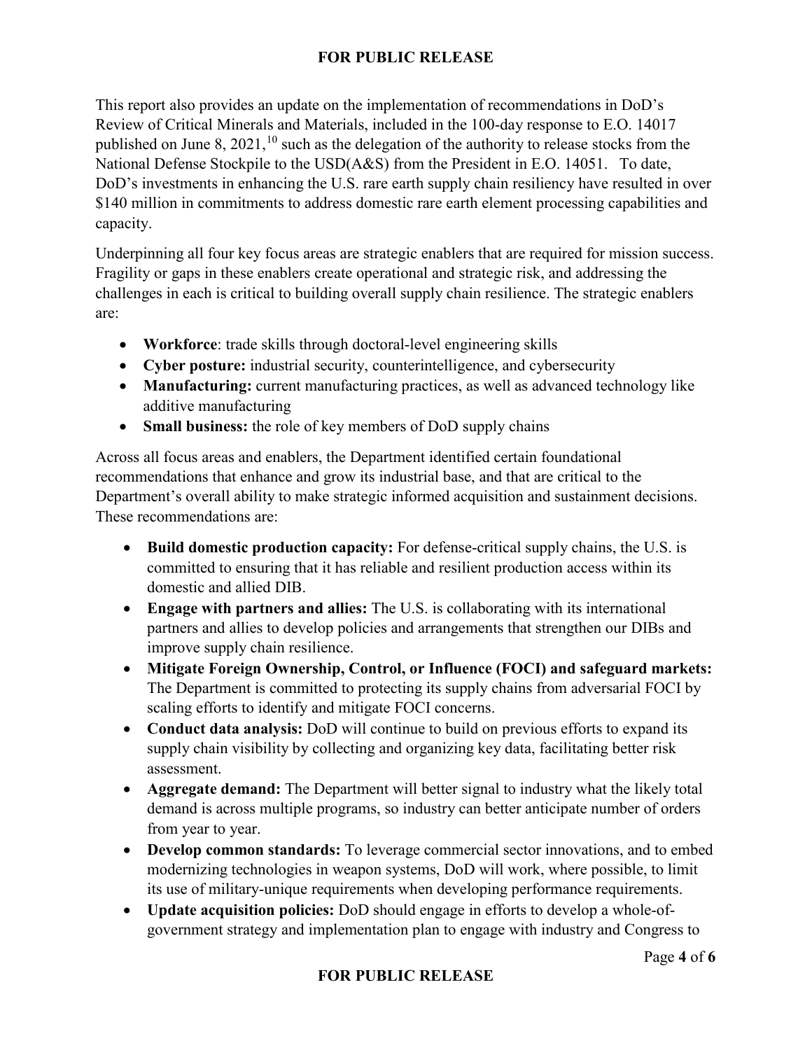This report also provides an update on the implementation of recommendations in DoD's Review of Critical Minerals and Materials, included in the 100-day response to E.O. 14017 published on June 8, 2021,[10] such as the delegation of the authority to release stocks from the National Defense Stockpile to the USD(A&S) from the President in E.O. 14051. To date, DoD's investments in enhancing the U.S. rare earth supply chain resiliency have resulted in over $140 million in commitments to address domestic rare earth element processing capabilities and capacity.

Underpinning all four key focus areas are strategic enablers that are required for mission success. Fragility or gaps in these enablers create operational and strategic risk, and addressing the challenges in each is critical to building overall supply chain resilience. The strategic enablers are:

- **Workforce**: trade skills through doctoral-level engineering skills
- **Cyber posture:** industrial security, counterintelligence, and cybersecurity
- **Manufacturing:** current manufacturing practices, as well as advanced technology like additive manufacturing
- **Small business:** the role of key members of DoD supply chains

Across all focus areas and enablers, the Department identified certain foundational recommendations that enhance and grow its industrial base, and that are critical to the Department's overall ability to make strategic informed acquisition and sustainment decisions. These recommendations are:

- **Build domestic production capacity:** For defense-critical supply chains, the U.S. is committed to ensuring that it has reliable and resilient production access within its domestic and allied DIB.
- **Engage with partners and allies:** The U.S. is collaborating with its international partners and allies to develop policies and arrangements that strengthen our DIBs and improve supply chain resilience.
- **Mitigate Foreign Ownership, Control, or Influence (FOCI) and safeguard markets:** The Department is committed to protecting its supply chains from adversarial FOCI by scaling efforts to identify and mitigate FOCI concerns.
- **Conduct data analysis:** DoD will continue to build on previous efforts to expand its supply chain visibility by collecting and organizing key data, facilitating better risk assessment.
- **Aggregate demand:** The Department will better signal to industry what the likely total demand is across multiple programs, so industry can better anticipate number of orders from year to year.
- **Develop common standards:** To leverage commercial sector innovations, and to embed modernizing technologies in weapon systems, DoD will work, where possible, to limit its use of military-unique requirements when developing performance requirements.
- **Update acquisition policies:** DoD should engage in efforts to develop a whole-of-government strategy and implementation plan to engage with industry and Congress to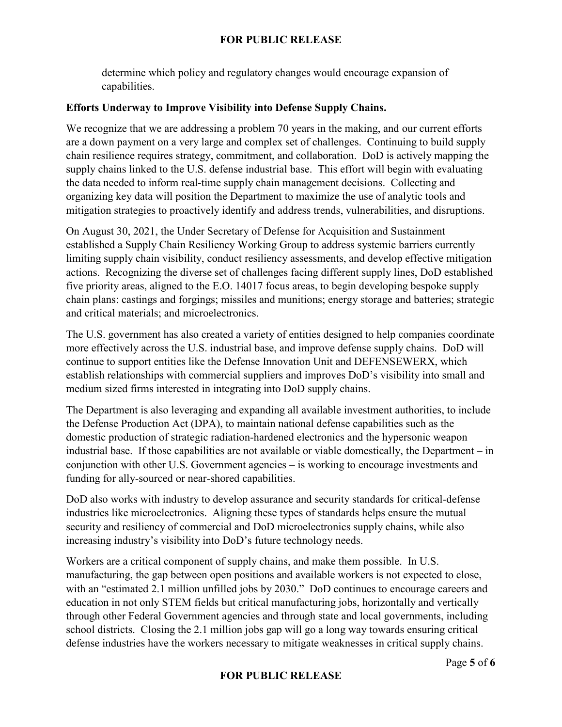determine which policy and regulatory changes would encourage expansion of capabilities.

**Efforts Underway to Improve Visibility into Defense Supply Chains.**

We recognize that we are addressing a problem 70 years in the making, and our current efforts are a down payment on a very large and complex set of challenges. Continuing to build supply chain resilience requires strategy, commitment, and collaboration. DoD is actively mapping the supply chains linked to the U.S. defense industrial base. This effort will begin with evaluating the data needed to inform real-time supply chain management decisions. Collecting and organizing key data will position the Department to maximize the use of analytic tools and mitigation strategies to proactively identify and address trends, vulnerabilities, and disruptions.

On August 30, 2021, the Under Secretary of Defense for Acquisition and Sustainment established a Supply Chain Resiliency Working Group to address systemic barriers currently limiting supply chain visibility, conduct resiliency assessments, and develop effective mitigation actions. Recognizing the diverse set of challenges facing different supply lines, DoD established five priority areas, aligned to the E.O. 14017 focus areas, to begin developing bespoke supply chain plans: castings and forgings; missiles and munitions; energy storage and batteries; strategic and critical materials; and microelectronics.

The U.S. government has also created a variety of entities designed to help companies coordinate more effectively across the U.S. industrial base, and improve defense supply chains. DoD will continue to support entities like the Defense Innovation Unit and DEFENSEWERX, which establish relationships with commercial suppliers and improves DoD's visibility into small and medium sized firms interested in integrating into DoD supply chains.

The Department is also leveraging and expanding all available investment authorities, to include the Defense Production Act (DPA), to maintain national defense capabilities such as the domestic production of strategic radiation-hardened electronics and the hypersonic weapon industrial base. If those capabilities are not available or viable domestically, the Department – in conjunction with other U.S. Government agencies – is working to encourage investments and funding for ally-sourced or near-shored capabilities.

DoD also works with industry to develop assurance and security standards for critical-defense industries like microelectronics. Aligning these types of standards helps ensure the mutual security and resiliency of commercial and DoD microelectronics supply chains, while also increasing industry's visibility into DoD's future technology needs.

Workers are a critical component of supply chains, and make them possible. In U.S. manufacturing, the gap between open positions and available workers is not expected to close, with an "estimated 2.1 million unfilled jobs by 2030." DoD continues to encourage careers and education in not only STEM fields but critical manufacturing jobs, horizontally and vertically through other Federal Government agencies and through state and local governments, including school districts. Closing the 2.1 million jobs gap will go a long way towards ensuring critical defense industries have the workers necessary to mitigate weaknesses in critical supply chains.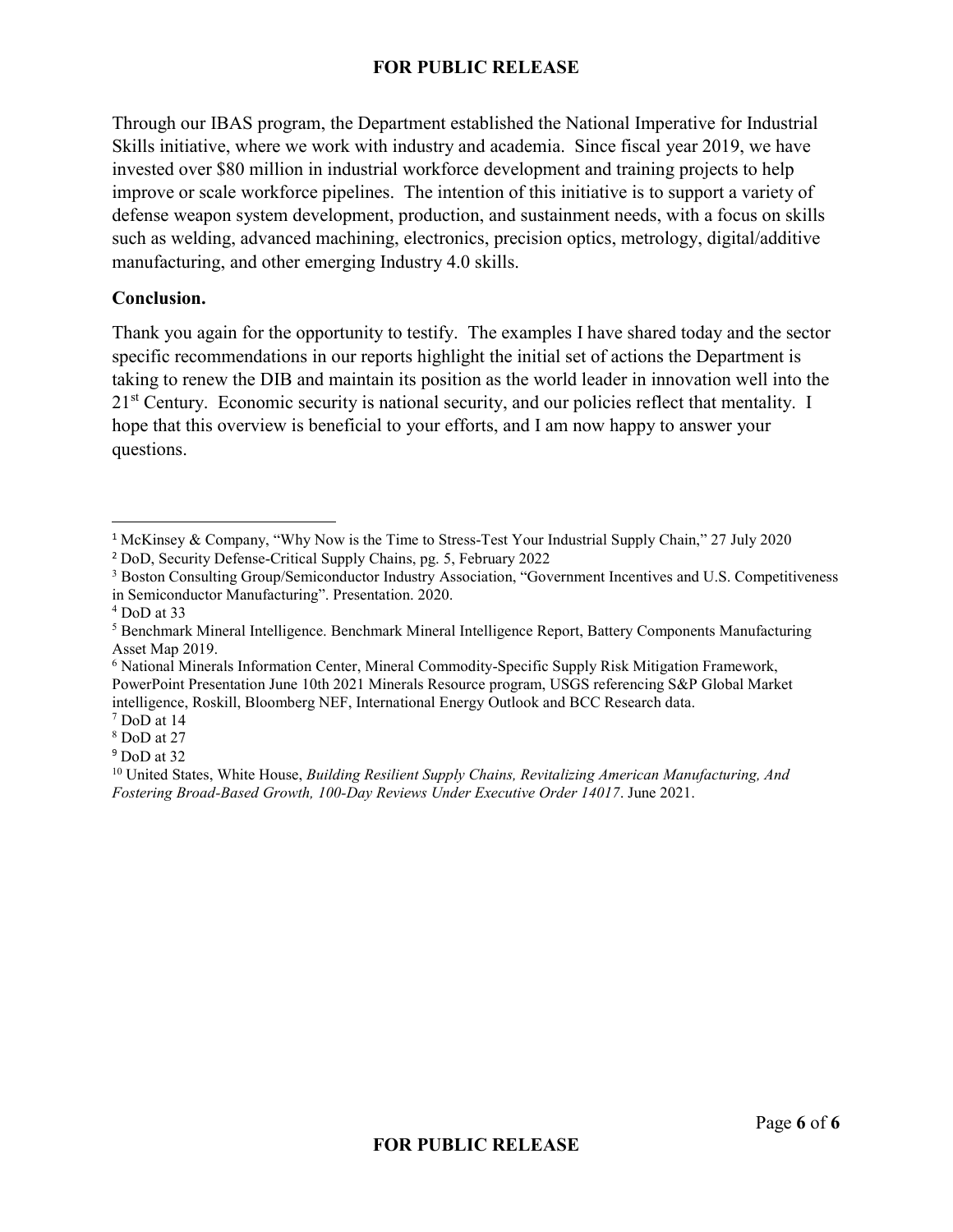Through our IBAS program, the Department established the National Imperative for Industrial Skills initiative, where we work with industry and academia. Since fiscal year 2019, we have invested over $80 million in industrial workforce development and training projects to help improve or scale workforce pipelines. The intention of this initiative is to support a variety of defense weapon system development, production, and sustainment needs, with a focus on skills such as welding, advanced machining, electronics, precision optics, metrology, digital/additive manufacturing, and other emerging Industry 4.0 skills.

**Conclusion.**

Thank you again for the opportunity to testify. The examples I have shared today and the sector specific recommendations in our reports highlight the initial set of actions the Department is taking to renew the DIB and maintain its position as the world leader in innovation well into the 21st Century. Economic security is national security, and our policies reflect that mentality. I hope that this overview is beneficial to your efforts, and I am now happy to answer your questions.

---

[1] McKinsey & Company, "Why Now is the Time to Stress-Test Your Industrial Supply Chain," 27 July 2020

[2] DoD, Security Defense-Critical Supply Chains, pg. 5, February 2022

[3] Boston Consulting Group/Semiconductor Industry Association, "Government Incentives and U.S. Competitiveness in Semiconductor Manufacturing". Presentation. 2020.

[4] DoD at 33

[5] Benchmark Mineral Intelligence. Benchmark Mineral Intelligence Report, Battery Components Manufacturing Asset Map 2019.

[6] National Minerals Information Center, Mineral Commodity-Specific Supply Risk Mitigation Framework, PowerPoint Presentation June 10th 2021 Minerals Resource program, USGS referencing S&P Global Market intelligence, Roskill, Bloomberg NEF, International Energy Outlook and BCC Research data.

[7] DoD at 14

[8] DoD at 27

[9] DoD at 32

[10] United States, White House, *Building Resilient Supply Chains, Revitalizing American Manufacturing, And Fostering Broad-Based Growth, 100-Day Reviews Under Executive Order 14017*. June 2021.